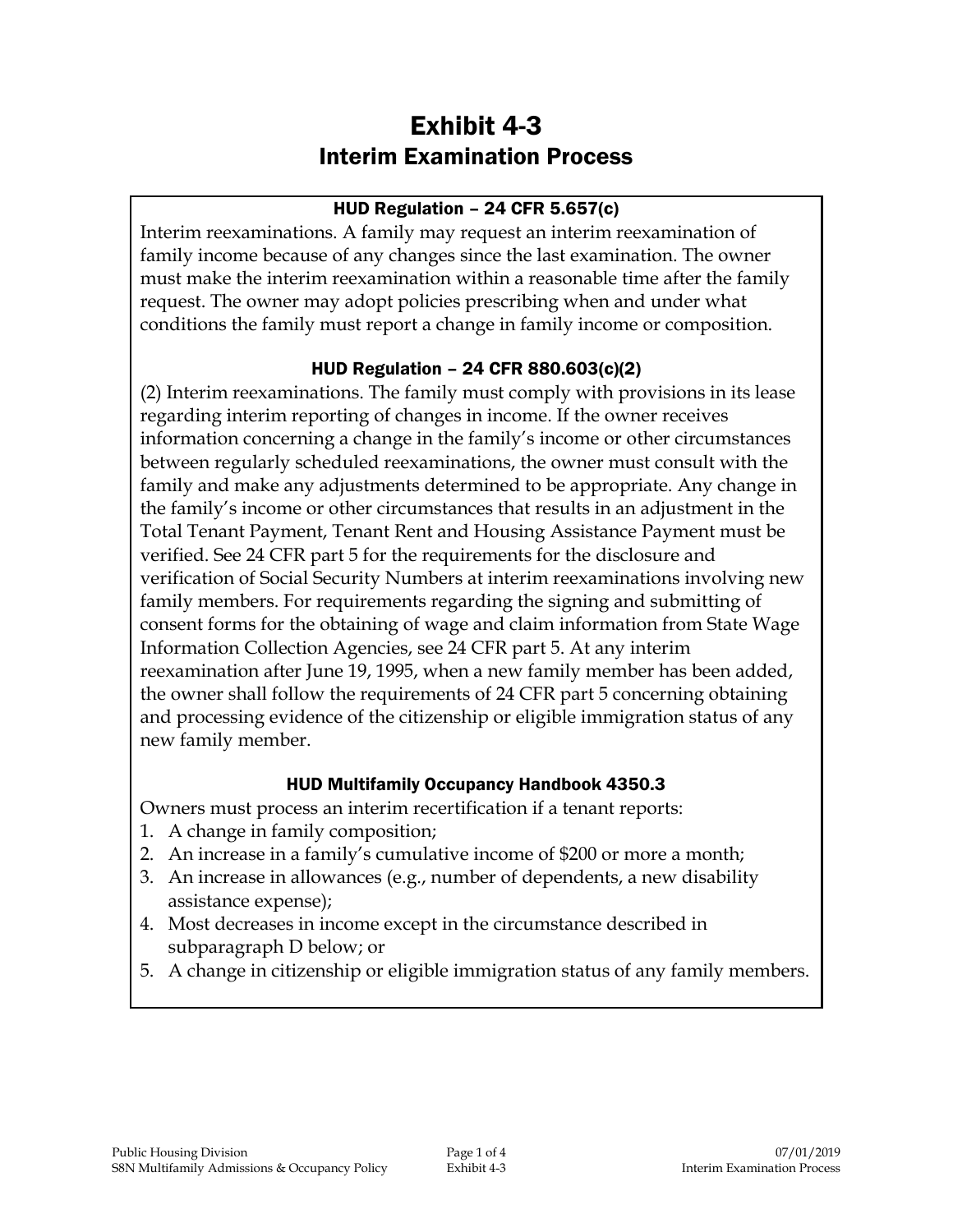# Exhibit 4-3
## Interim Examination Process

### HUD Regulation – 24 CFR 5.657(c)

Interim reexaminations. A family may request an interim reexamination of family income because of any changes since the last examination. The owner must make the interim reexamination within a reasonable time after the family request. The owner may adopt policies prescribing when and under what conditions the family must report a change in family income or composition.

### HUD Regulation – 24 CFR 880.603(c)(2)

(2) Interim reexaminations. The family must comply with provisions in its lease regarding interim reporting of changes in income. If the owner receives information concerning a change in the family's income or other circumstances between regularly scheduled reexaminations, the owner must consult with the family and make any adjustments determined to be appropriate. Any change in the family's income or other circumstances that results in an adjustment in the Total Tenant Payment, Tenant Rent and Housing Assistance Payment must be verified. See 24 CFR part 5 for the requirements for the disclosure and verification of Social Security Numbers at interim reexaminations involving new family members. For requirements regarding the signing and submitting of consent forms for the obtaining of wage and claim information from State Wage Information Collection Agencies, see 24 CFR part 5. At any interim reexamination after June 19, 1995, when a new family member has been added, the owner shall follow the requirements of 24 CFR part 5 concerning obtaining and processing evidence of the citizenship or eligible immigration status of any new family member.

### HUD Multifamily Occupancy Handbook 4350.3

Owners must process an interim recertification if a tenant reports:

1. A change in family composition;
2. An increase in a family's cumulative income of $200 or more a month;
3. An increase in allowances (e.g., number of dependents, a new disability assistance expense);
4. Most decreases in income except in the circumstance described in subparagraph D below; or
5. A change in citizenship or eligible immigration status of any family members.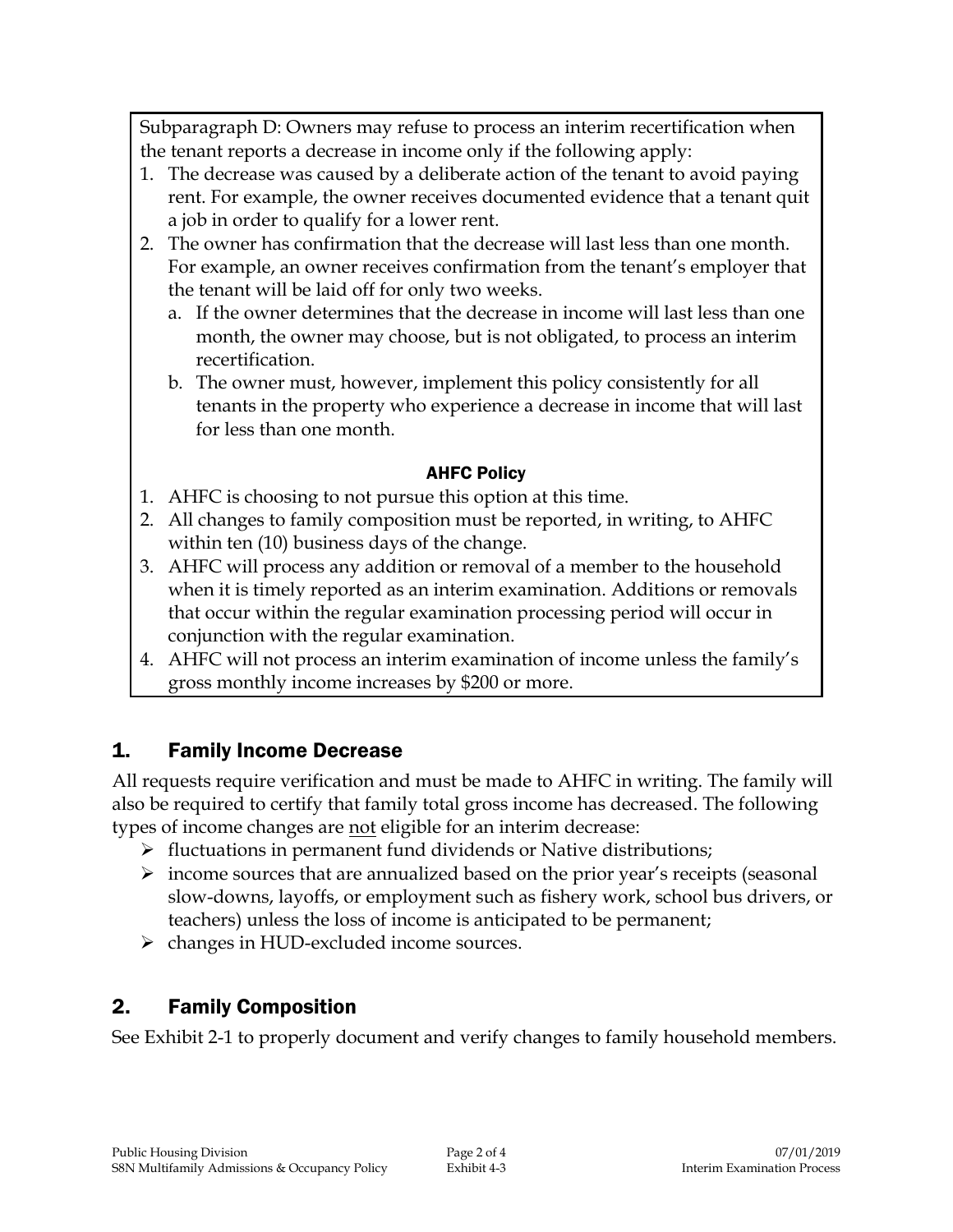Subparagraph D: Owners may refuse to process an interim recertification when the tenant reports a decrease in income only if the following apply:

1. The decrease was caused by a deliberate action of the tenant to avoid paying rent. For example, the owner receives documented evidence that a tenant quit a job in order to qualify for a lower rent.
2. The owner has confirmation that the decrease will last less than one month. For example, an owner receives confirmation from the tenant's employer that the tenant will be laid off for only two weeks.
   a. If the owner determines that the decrease in income will last less than one month, the owner may choose, but is not obligated, to process an interim recertification.
   b. The owner must, however, implement this policy consistently for all tenants in the property who experience a decrease in income that will last for less than one month.

**AHFC Policy**

1. AHFC is choosing to not pursue this option at this time.
2. All changes to family composition must be reported, in writing, to AHFC within ten (10) business days of the change.
3. AHFC will process any addition or removal of a member to the household when it is timely reported as an interim examination. Additions or removals that occur within the regular examination processing period will occur in conjunction with the regular examination.
4. AHFC will not process an interim examination of income unless the family's gross monthly income increases by $200 or more.

## 1. Family Income Decrease

All requests require verification and must be made to AHFC in writing. The family will also be required to certify that family total gross income has decreased. The following types of income changes are not eligible for an interim decrease:

- fluctuations in permanent fund dividends or Native distributions;
- income sources that are annualized based on the prior year's receipts (seasonal slow-downs, layoffs, or employment such as fishery work, school bus drivers, or teachers) unless the loss of income is anticipated to be permanent;
- changes in HUD-excluded income sources.

## 2. Family Composition

See Exhibit 2-1 to properly document and verify changes to family household members.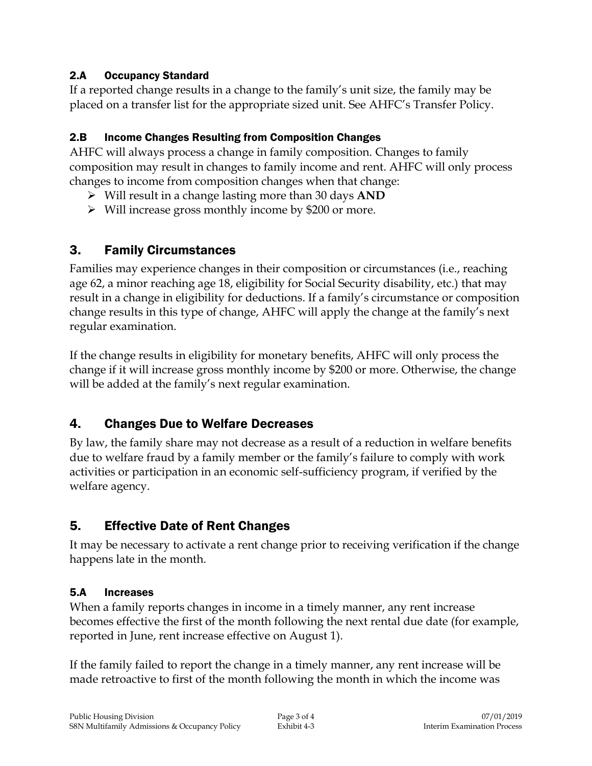### 2.A Occupancy Standard

If a reported change results in a change to the family's unit size, the family may be placed on a transfer list for the appropriate sized unit. See AHFC's Transfer Policy.

### 2.B Income Changes Resulting from Composition Changes

AHFC will always process a change in family composition. Changes to family composition may result in changes to family income and rent. AHFC will only process changes to income from composition changes when that change:

- Will result in a change lasting more than 30 days **AND**
- Will increase gross monthly income by $200 or more.

## 3. Family Circumstances

Families may experience changes in their composition or circumstances (i.e., reaching age 62, a minor reaching age 18, eligibility for Social Security disability, etc.) that may result in a change in eligibility for deductions. If a family's circumstance or composition change results in this type of change, AHFC will apply the change at the family's next regular examination.

If the change results in eligibility for monetary benefits, AHFC will only process the change if it will increase gross monthly income by $200 or more. Otherwise, the change will be added at the family's next regular examination.

## 4. Changes Due to Welfare Decreases

By law, the family share may not decrease as a result of a reduction in welfare benefits due to welfare fraud by a family member or the family's failure to comply with work activities or participation in an economic self-sufficiency program, if verified by the welfare agency.

## 5. Effective Date of Rent Changes

It may be necessary to activate a rent change prior to receiving verification if the change happens late in the month.

### 5.A Increases

When a family reports changes in income in a timely manner, any rent increase becomes effective the first of the month following the next rental due date (for example, reported in June, rent increase effective on August 1).

If the family failed to report the change in a timely manner, any rent increase will be made retroactive to first of the month following the month in which the income was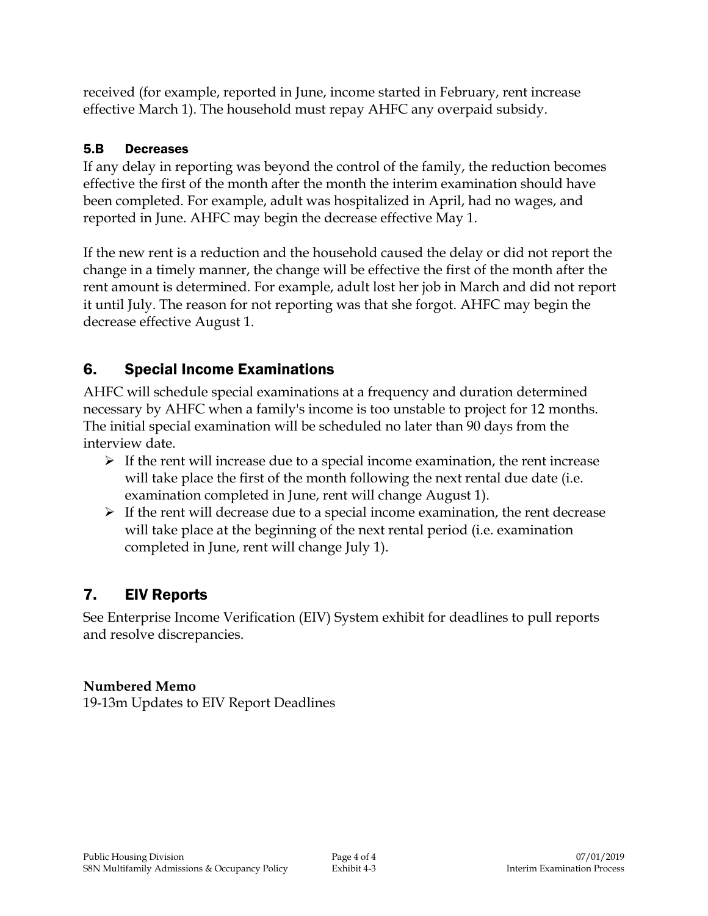received (for example, reported in June, income started in February, rent increase effective March 1). The household must repay AHFC any overpaid subsidy.

### 5.B Decreases

If any delay in reporting was beyond the control of the family, the reduction becomes effective the first of the month after the month the interim examination should have been completed. For example, adult was hospitalized in April, had no wages, and reported in June. AHFC may begin the decrease effective May 1.

If the new rent is a reduction and the household caused the delay or did not report the change in a timely manner, the change will be effective the first of the month after the rent amount is determined. For example, adult lost her job in March and did not report it until July. The reason for not reporting was that she forgot. AHFC may begin the decrease effective August 1.

## 6. Special Income Examinations

AHFC will schedule special examinations at a frequency and duration determined necessary by AHFC when a family's income is too unstable to project for 12 months. The initial special examination will be scheduled no later than 90 days from the interview date.

- If the rent will increase due to a special income examination, the rent increase will take place the first of the month following the next rental due date (i.e. examination completed in June, rent will change August 1).
- If the rent will decrease due to a special income examination, the rent decrease will take place at the beginning of the next rental period (i.e. examination completed in June, rent will change July 1).

## 7. EIV Reports

See Enterprise Income Verification (EIV) System exhibit for deadlines to pull reports and resolve discrepancies.

**Numbered Memo**

19-13m Updates to EIV Report Deadlines